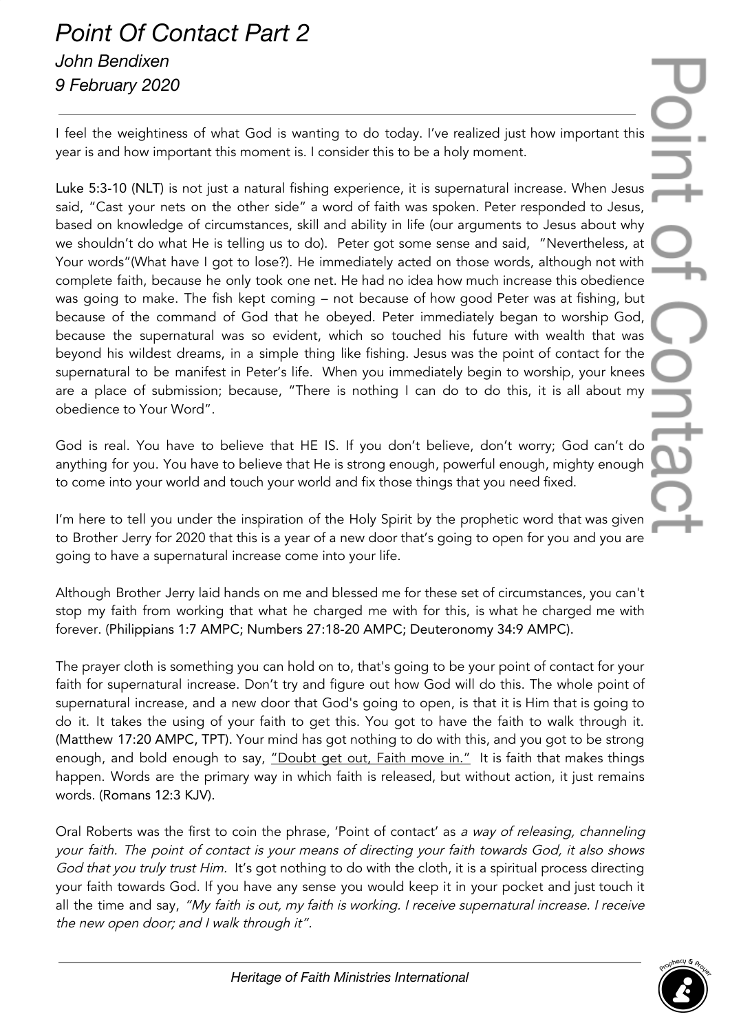# *Point Of Contact Part 2*

*John Bendixen*

*9 February 2020*

I feel the weightiness of what God is wanting to do today. I've realized just how important this year is and how important this moment is. I consider this to be a holy moment.

Luke 5:3-10 (NLT) is not just a natural fishing experience, it is supernatural increase. When Jesus said, "Cast your nets on the other side" a word of faith was spoken. Peter responded to Jesus, based on knowledge of circumstances, skill and ability in life (our arguments to Jesus about why we shouldn't do what He is telling us to do). Peter got some sense and said, "Nevertheless, at Your words"(What have I got to lose?). He immediately acted on those words, although not with complete faith, because he only took one net. He had no idea how much increase this obedience was going to make. The fish kept coming – not because of how good Peter was at fishing, but because of the command of God that he obeyed. Peter immediately began to worship God, because the supernatural was so evident, which so touched his future with wealth that was beyond his wildest dreams, in a simple thing like fishing. Jesus was the point of contact for the supernatural to be manifest in Peter's life. When you immediately begin to worship, your knees are a place of submission; because, "There is nothing I can do to do this, it is all about my obedience to Your Word".

God is real. You have to believe that HE IS. If you don't believe, don't worry; God can't do anything for you. You have to believe that He is strong enough, powerful enough, mighty enough to come into your world and touch your world and fix those things that you need fixed.

I'm here to tell you under the inspiration of the Holy Spirit by the prophetic word that was given to Brother Jerry for 2020 that this is a year of a new door that's going to open for you and you are going to have a supernatural increase come into your life.

Although Brother Jerry laid hands on me and blessed me for these set of circumstances, you can't stop my faith from working that what he charged me with for this, is what he charged me with forever. (Philippians 1:7 AMPC; Numbers 27:18-20 AMPC; Deuteronomy 34:9 AMPC).

The prayer cloth is something you can hold on to, that's going to be your point of contact for your faith for supernatural increase. Don't try and figure out how God will do this. The whole point of supernatural increase, and a new door that God's going to open, is that it is Him that is going to do it. It takes the using of your faith to get this. You got to have the faith to walk through it. (Matthew 17:20 AMPC, TPT). Your mind has got nothing to do with this, and you got to be strong enough, and bold enough to say, <u>"Doubt get out, Faith move in."</u> It is faith that makes things happen. Words are the primary way in which faith is released, but without action, it just remains words. (Romans 12:3 KJV).

Oral Roberts was the first to coin the phrase, 'Point of contact' as *a way of releasing, channeling your faith. The point of contact is your means of directing your faith towards God, it also shows God that you truly trust Him.* It's got nothing to do with the cloth, it is a spiritual process directing your faith towards God. If you have any sense you would keep it in your pocket and just touch it all the time and say, *"My faith is out, my faith is working. I receive supernatural increase. I receive the new open door; and I walk through it".*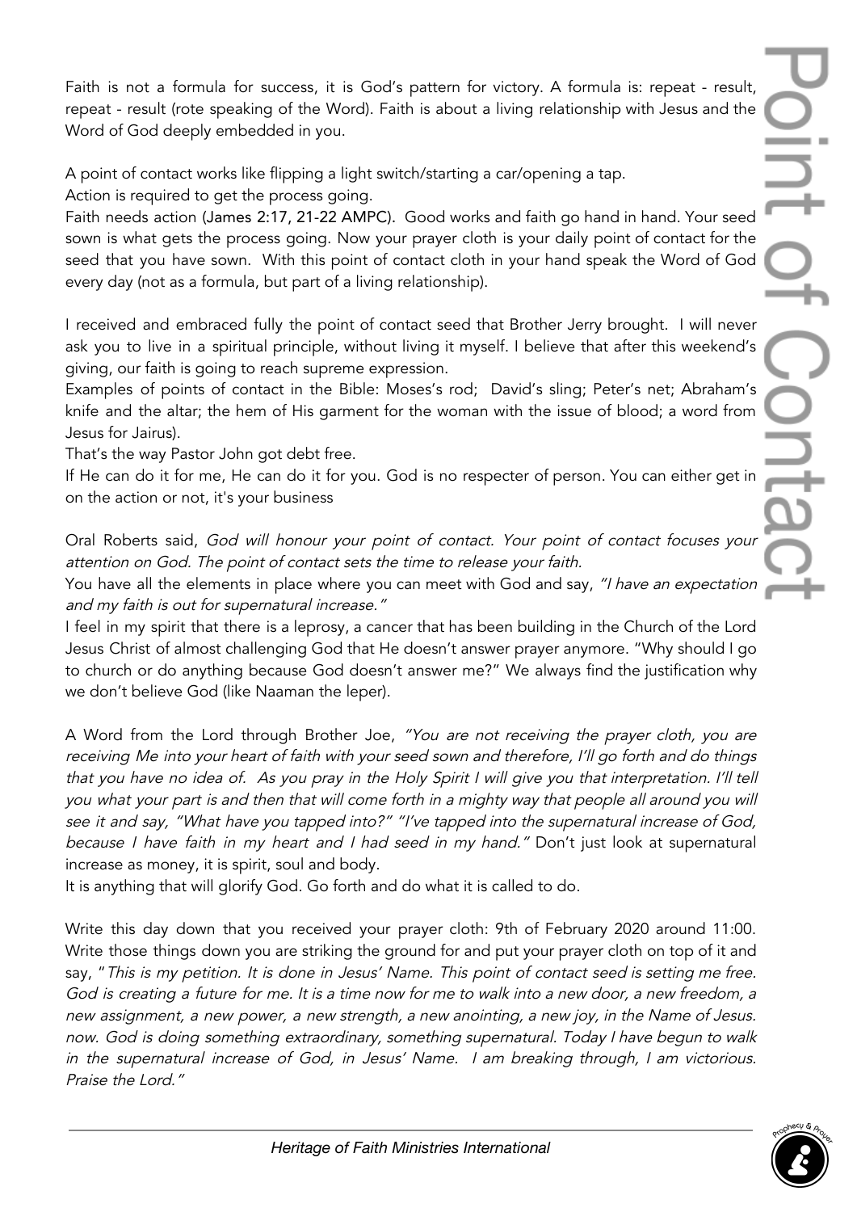Faith is not a formula for success, it is God's pattern for victory. A formula is: repeat - result, repeat - result (rote speaking of the Word). Faith is about a living relationship with Jesus and the Word of God deeply embedded in you.

A point of contact works like flipping a light switch/starting a car/opening a tap.
Action is required to get the process going.
Faith needs action (James 2:17, 21-22 AMPC). Good works and faith go hand in hand. Your seed sown is what gets the process going. Now your prayer cloth is your daily point of contact for the seed that you have sown. With this point of contact cloth in your hand speak the Word of God every day (not as a formula, but part of a living relationship).

I received and embraced fully the point of contact seed that Brother Jerry brought. I will never ask you to live in a spiritual principle, without living it myself. I believe that after this weekend's giving, our faith is going to reach supreme expression.
Examples of points of contact in the Bible: Moses's rod; David's sling; Peter's net; Abraham's knife and the altar; the hem of His garment for the woman with the issue of blood; a word from Jesus for Jairus).
That's the way Pastor John got debt free.
If He can do it for me, He can do it for you. God is no respecter of person. You can either get in on the action or not, it's your business

Oral Roberts said, *God will honour your point of contact. Your point of contact focuses your attention on God. The point of contact sets the time to release your faith.*
You have all the elements in place where you can meet with God and say, *"I have an expectation and my faith is out for supernatural increase."*
I feel in my spirit that there is a leprosy, a cancer that has been building in the Church of the Lord Jesus Christ of almost challenging God that He doesn't answer prayer anymore. "Why should I go to church or do anything because God doesn't answer me?" We always find the justification why we don't believe God (like Naaman the leper).

A Word from the Lord through Brother Joe, *"You are not receiving the prayer cloth, you are receiving Me into your heart of faith with your seed sown and therefore, I'll go forth and do things that you have no idea of. As you pray in the Holy Spirit I will give you that interpretation. I'll tell you what your part is and then that will come forth in a mighty way that people all around you will see it and say, "What have you tapped into?" "I've tapped into the supernatural increase of God, because I have faith in my heart and I had seed in my hand."* Don't just look at supernatural increase as money, it is spirit, soul and body.
It is anything that will glorify God. Go forth and do what it is called to do.

Write this day down that you received your prayer cloth: 9th of February 2020 around 11:00. Write those things down you are striking the ground for and put your prayer cloth on top of it and say, "*This is my petition. It is done in Jesus' Name. This point of contact seed is setting me free. God is creating a future for me. It is a time now for me to walk into a new door, a new freedom, a new assignment, a new power, a new strength, a new anointing, a new joy, in the Name of Jesus. now. God is doing something extraordinary, something supernatural. Today I have begun to walk in the supernatural increase of God, in Jesus' Name. I am breaking through, I am victorious. Praise the Lord."*